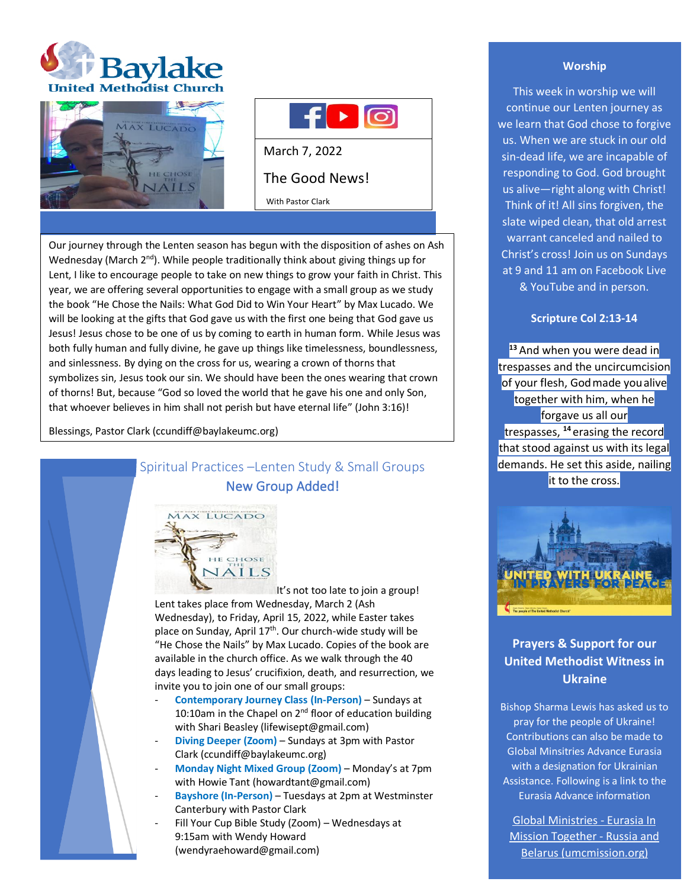# Baylake United Methodist Church

March 7, 2022

## The Good News!

With Pastor Clark

Our journey through the Lenten season has begun with the disposition of ashes on Ash Wednesday (March 2nd). While people traditionally think about giving things up for Lent, I like to encourage people to take on new things to grow your faith in Christ. This year, we are offering several opportunities to engage with a small group as we study the book "He Chose the Nails: What God Did to Win Your Heart" by Max Lucado. We will be looking at the gifts that God gave us with the first one being that God gave us Jesus! Jesus chose to be one of us by coming to earth in human form. While Jesus was both fully human and fully divine, he gave up things like timelessness, boundlessness, and sinlessness. By dying on the cross for us, wearing a crown of thorns that symbolizes sin, Jesus took our sin. We should have been the ones wearing that crown of thorns! But, because "God so loved the world that he gave his one and only Son, that whoever believes in him shall not perish but have eternal life" (John 3:16)!

Blessings, Pastor Clark (ccundiff@baylakeumc.org)

## Spiritual Practices –Lenten Study & Small Groups

### New Group Added!

It's not too late to join a group! Lent takes place from Wednesday, March 2 (Ash Wednesday), to Friday, April 15, 2022, while Easter takes place on Sunday, April 17th. Our church-wide study will be "He Chose the Nails" by Max Lucado. Copies of the book are available in the church office. As we walk through the 40 days leading to Jesus' crucifixion, death, and resurrection, we invite you to join one of our small groups:

- **Contemporary Journey Class (In-Person)** – Sundays at 10:10am in the Chapel on 2nd floor of education building with Shari Beasley (lifewisept@gmail.com)
- **Diving Deeper (Zoom)** – Sundays at 3pm with Pastor Clark (ccundiff@baylakeumc.org)
- **Monday Night Mixed Group (Zoom)** – Monday's at 7pm with Howie Tant (howardtant@gmail.com)
- **Bayshore (In-Person)** – Tuesdays at 2pm at Westminster Canterbury with Pastor Clark
- Fill Your Cup Bible Study (Zoom) – Wednesdays at 9:15am with Wendy Howard (wendyraehoward@gmail.com)

### Worship

This week in worship we will continue our Lenten journey as we learn that God chose to forgive us. When we are stuck in our old sin-dead life, we are incapable of responding to God. God brought us alive—right along with Christ! Think of it! All sins forgiven, the slate wiped clean, that old arrest warrant canceled and nailed to Christ's cross! Join us on Sundays at 9 and 11 am on Facebook Live & YouTube and in person.

### Scripture Col 2:13-14

[13] And when you were dead in trespasses and the uncircumcision of your flesh, God made you alive together with him, when he forgave us all our trespasses, [14] erasing the record that stood against us with its legal demands. He set this aside, nailing it to the cross.

UNITED WITH UKRAINE IN PRAYERS FOR PEACE

### Prayers & Support for our United Methodist Witness in Ukraine

Bishop Sharma Lewis has asked us to pray for the people of Ukraine! Contributions can also be made to Global Minsitries Advance Eurasia with a designation for Ukrainian Assistance. Following is a link to the Eurasia Advance information

Global Ministries - Eurasia In Mission Together - Russia and Belarus (umcmission.org)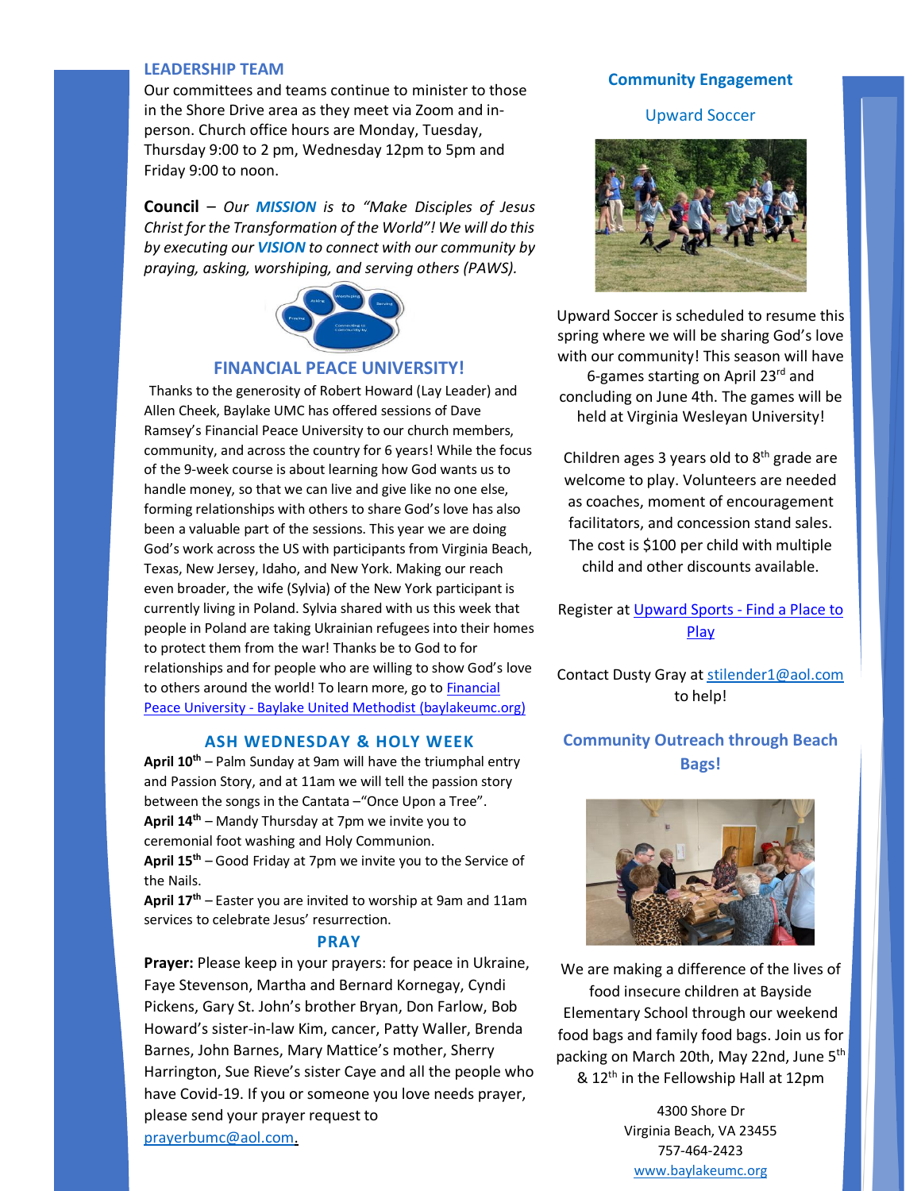## LEADERSHIP TEAM

Our committees and teams continue to minister to those in the Shore Drive area as they meet via Zoom and in-person. Church office hours are Monday, Tuesday, Thursday 9:00 to 2 pm, Wednesday 12pm to 5pm and Friday 9:00 to noon.

**Council** – *Our **MISSION** is to "Make Disciples of Jesus Christ for the Transformation of the World"! We will do this by executing our **VISION** to connect with our community by praying, asking, worshiping, and serving others (PAWS).*

## FINANCIAL PEACE UNIVERSITY!

Thanks to the generosity of Robert Howard (Lay Leader) and Allen Cheek, Baylake UMC has offered sessions of Dave Ramsey's Financial Peace University to our church members, community, and across the country for 6 years! While the focus of the 9-week course is about learning how God wants us to handle money, so that we can live and give like no one else, forming relationships with others to share God's love has also been a valuable part of the sessions. This year we are doing God's work across the US with participants from Virginia Beach, Texas, New Jersey, Idaho, and New York. Making our reach even broader, the wife (Sylvia) of the New York participant is currently living in Poland. Sylvia shared with us this week that people in Poland are taking Ukrainian refugees into their homes to protect them from the war! Thanks be to God to for relationships and for people who are willing to show God's love to others around the world! To learn more, go to Financial Peace University - Baylake United Methodist (baylakeumc.org)

## ASH WEDNESDAY & HOLY WEEK

**April 10th** – Palm Sunday at 9am will have the triumphal entry and Passion Story, and at 11am we will tell the passion story between the songs in the Cantata –"Once Upon a Tree".
**April 14th** – Mandy Thursday at 7pm we invite you to ceremonial foot washing and Holy Communion.
**April 15th** – Good Friday at 7pm we invite you to the Service of the Nails.
**April 17th** – Easter you are invited to worship at 9am and 11am services to celebrate Jesus' resurrection.

## PRAY

**Prayer:** Please keep in your prayers: for peace in Ukraine, Faye Stevenson, Martha and Bernard Kornegay, Cyndi Pickens, Gary St. John's brother Bryan, Don Farlow, Bob Howard's sister-in-law Kim, cancer, Patty Waller, Brenda Barnes, John Barnes, Mary Mattice's mother, Sherry Harrington, Sue Rieve's sister Caye and all the people who have Covid-19. If you or someone you love needs prayer, please send your prayer request to prayerbumc@aol.com.

## Community Engagement

### Upward Soccer

Upward Soccer is scheduled to resume this spring where we will be sharing God's love with our community! This season will have 6-games starting on April 23rd and concluding on June 4th. The games will be held at Virginia Wesleyan University!

Children ages 3 years old to 8th grade are welcome to play. Volunteers are needed as coaches, moment of encouragement facilitators, and concession stand sales. The cost is $100 per child with multiple child and other discounts available.

Register at Upward Sports - Find a Place to Play

Contact Dusty Gray at stilender1@aol.com to help!

## Community Outreach through Beach Bags!

We are making a difference of the lives of food insecure children at Bayside Elementary School through our weekend food bags and family food bags. Join us for packing on March 20th, May 22nd, June 5th & 12th in the Fellowship Hall at 12pm

4300 Shore Dr
Virginia Beach, VA 23455
757-464-2423
www.baylakeumc.org